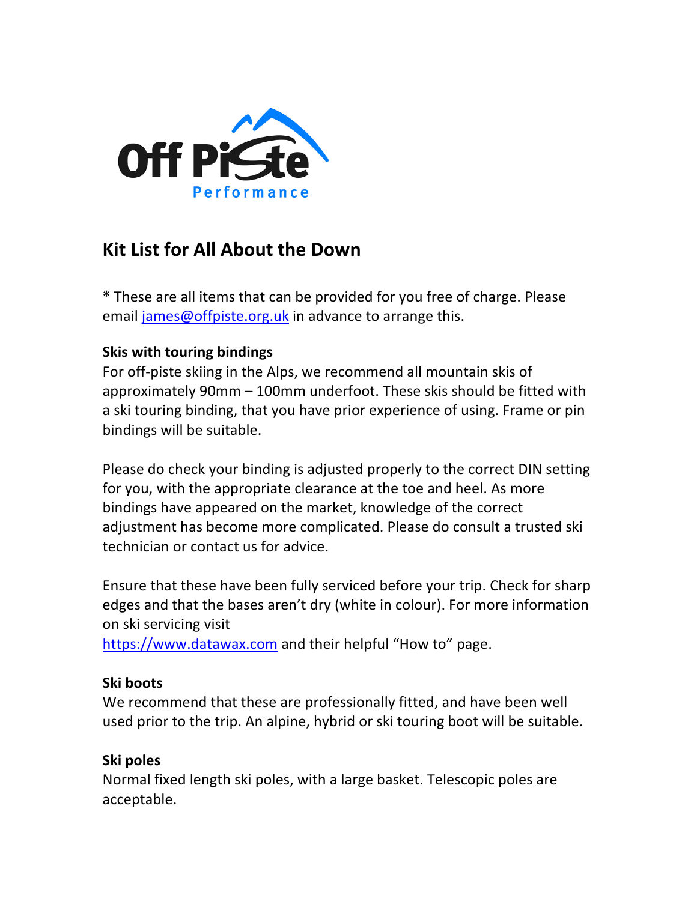# Kit List for All About the Down

* These are all items that can be provided for you free of charge. Please email [james@offpiste.org.uk](mailto:james@offpiste.org.uk) in advance to arrange this.

**Skis with touring bindings**
For off-piste skiing in the Alps, we recommend all mountain skis of approximately 90mm – 100mm underfoot. These skis should be fitted with a ski touring binding, that you have prior experience of using. Frame or pin bindings will be suitable.

Please do check your binding is adjusted properly to the correct DIN setting for you, with the appropriate clearance at the toe and heel. As more bindings have appeared on the market, knowledge of the correct adjustment has become more complicated. Please do consult a trusted ski technician or contact us for advice.

Ensure that these have been fully serviced before your trip. Check for sharp edges and that the bases aren't dry (white in colour). For more information on ski servicing visit
[https://www.datawax.com](https://www.datawax.com) and their helpful "How to" page.

**Ski boots**
We recommend that these are professionally fitted, and have been well used prior to the trip. An alpine, hybrid or ski touring boot will be suitable.

**Ski poles**
Normal fixed length ski poles, with a large basket. Telescopic poles are acceptable.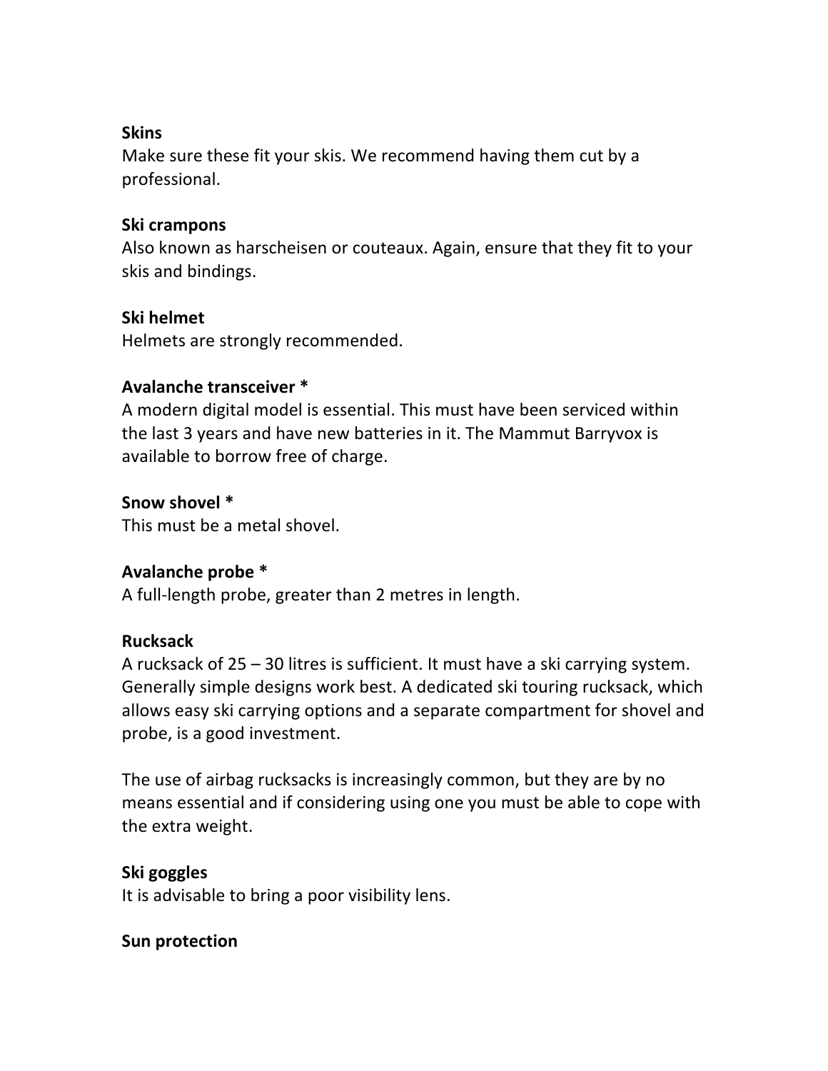**Skins**
Make sure these fit your skis. We recommend having them cut by a professional.

**Ski crampons**
Also known as harscheisen or couteaux. Again, ensure that they fit to your skis and bindings.

**Ski helmet**
Helmets are strongly recommended.

**Avalanche transceiver ***
A modern digital model is essential. This must have been serviced within the last 3 years and have new batteries in it. The Mammut Barryvox is available to borrow free of charge.

**Snow shovel ***
This must be a metal shovel.

**Avalanche probe ***
A full-length probe, greater than 2 metres in length.

**Rucksack**
A rucksack of 25 – 30 litres is sufficient. It must have a ski carrying system. Generally simple designs work best. A dedicated ski touring rucksack, which allows easy ski carrying options and a separate compartment for shovel and probe, is a good investment.

The use of airbag rucksacks is increasingly common, but they are by no means essential and if considering using one you must be able to cope with the extra weight.

**Ski goggles**
It is advisable to bring a poor visibility lens.

**Sun protection**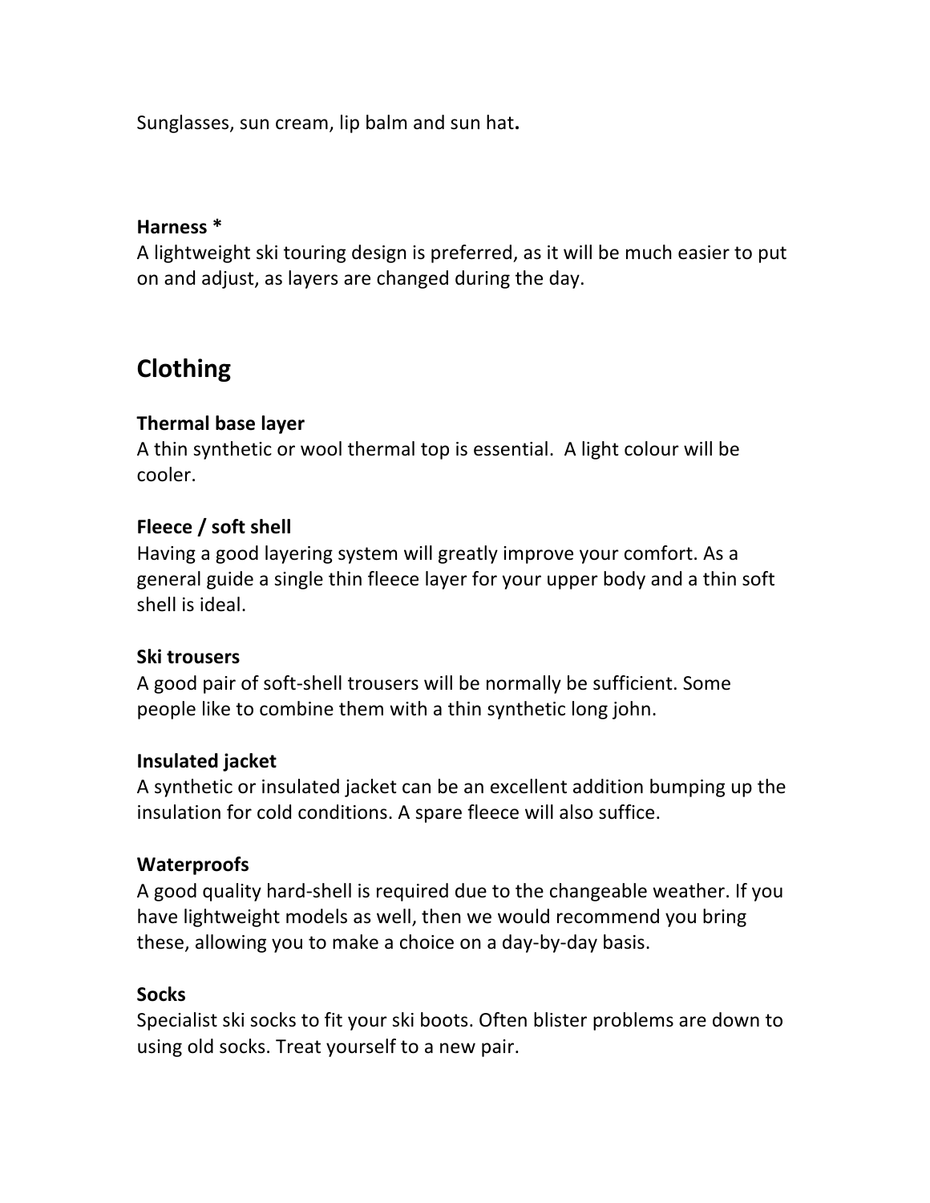Sunglasses, sun cream, lip balm and sun hat**.**

**Harness ***
A lightweight ski touring design is preferred, as it will be much easier to put on and adjust, as layers are changed during the day.

## Clothing

**Thermal base layer**
A thin synthetic or wool thermal top is essential.  A light colour will be cooler.

**Fleece / soft shell**
Having a good layering system will greatly improve your comfort. As a general guide a single thin fleece layer for your upper body and a thin soft shell is ideal.

**Ski trousers**
A good pair of soft-shell trousers will be normally be sufficient. Some people like to combine them with a thin synthetic long john.

**Insulated jacket**
A synthetic or insulated jacket can be an excellent addition bumping up the insulation for cold conditions. A spare fleece will also suffice.

**Waterproofs**
A good quality hard-shell is required due to the changeable weather. If you have lightweight models as well, then we would recommend you bring these, allowing you to make a choice on a day-by-day basis.

**Socks**
Specialist ski socks to fit your ski boots. Often blister problems are down to using old socks. Treat yourself to a new pair.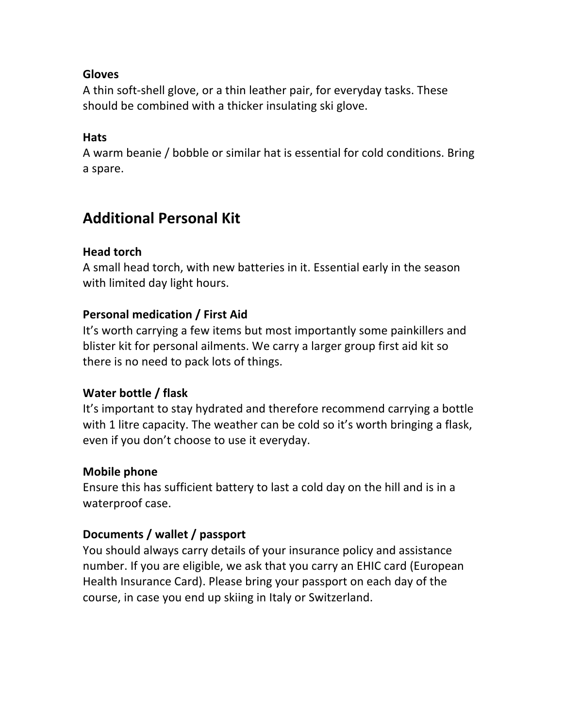**Gloves**
A thin soft-shell glove, or a thin leather pair, for everyday tasks. These should be combined with a thicker insulating ski glove.

**Hats**
A warm beanie / bobble or similar hat is essential for cold conditions. Bring a spare.

## Additional Personal Kit

**Head torch**
A small head torch, with new batteries in it. Essential early in the season with limited day light hours.

**Personal medication / First Aid**
It's worth carrying a few items but most importantly some painkillers and blister kit for personal ailments. We carry a larger group first aid kit so there is no need to pack lots of things.

**Water bottle / flask**
It's important to stay hydrated and therefore recommend carrying a bottle with 1 litre capacity. The weather can be cold so it's worth bringing a flask, even if you don't choose to use it everyday.

**Mobile phone**
Ensure this has sufficient battery to last a cold day on the hill and is in a waterproof case.

**Documents / wallet / passport**
You should always carry details of your insurance policy and assistance number. If you are eligible, we ask that you carry an EHIC card (European Health Insurance Card). Please bring your passport on each day of the course, in case you end up skiing in Italy or Switzerland.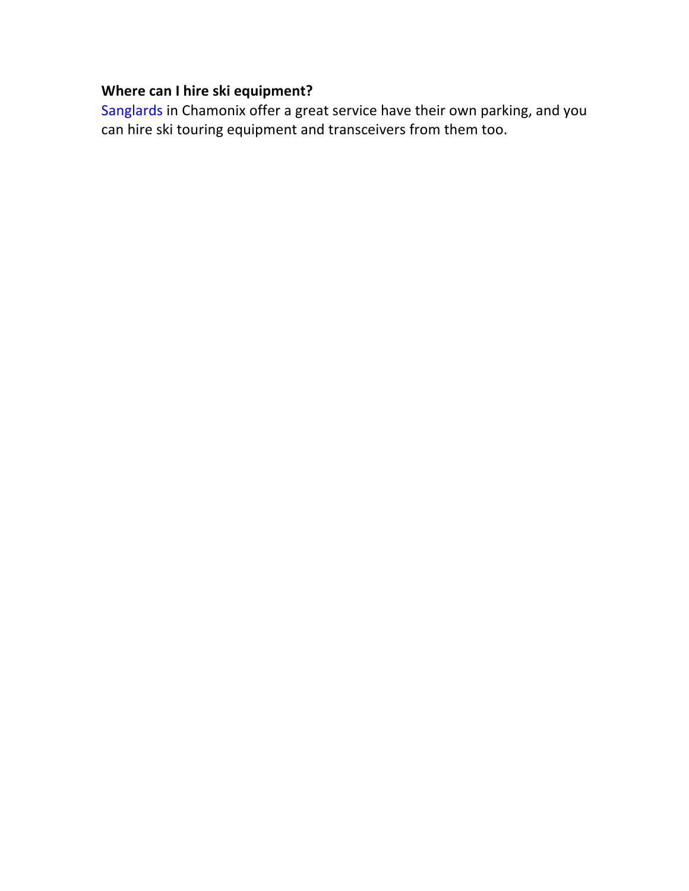**Where can I hire ski equipment?**

Sanglards in Chamonix offer a great service have their own parking, and you can hire ski touring equipment and transceivers from them too.